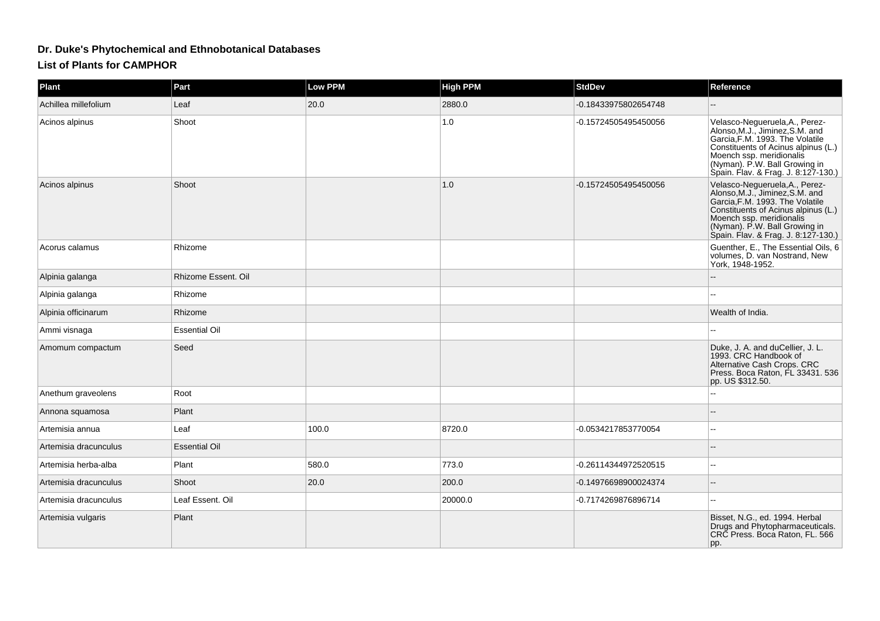# Dr. Duke's Phytochemical and Ethnobotanical Databases

## List of Plants for CAMPHOR

| Plant | Part | Low PPM | High PPM | StdDev | Reference |
| --- | --- | --- | --- | --- | --- |
| Achillea millefolium | Leaf | 20.0 | 2880.0 | -0.18433975802654748 | -- |
| Acinos alpinus | Shoot | | 1.0 | -0.15724505495450056 | Velasco-Negueruela,A., Perez-Alonso,M.J., Jiminez,S.M. and Garcia,F.M. 1993. The Volatile Constituents of Acinus alpinus (L.) Moench ssp. meridionalis (Nyman). P.W. Ball Growing in Spain. Flav. & Frag. J. 8:127-130.) |
| Acinos alpinus | Shoot | | 1.0 | -0.15724505495450056 | Velasco-Negueruela,A., Perez-Alonso,M.J., Jiminez,S.M. and Garcia,F.M. 1993. The Volatile Constituents of Acinus alpinus (L.) Moench ssp. meridionalis (Nyman). P.W. Ball Growing in Spain. Flav. & Frag. J. 8:127-130.) |
| Acorus calamus | Rhizome | | | | Guenther, E., The Essential Oils, 6 volumes, D. van Nostrand, New York, 1948-1952. |
| Alpinia galanga | Rhizome Essent. Oil | | | | -- |
| Alpinia galanga | Rhizome | | | | -- |
| Alpinia officinarum | Rhizome | | | | Wealth of India. |
| Ammi visnaga | Essential Oil | | | | -- |
| Amomum compactum | Seed | | | | Duke, J. A. and duCellier, J. L. 1993. CRC Handbook of Alternative Cash Crops. CRC Press. Boca Raton, FL 33431. 536 pp. US $312.50. |
| Anethum graveolens | Root | | | | -- |
| Annona squamosa | Plant | | | | -- |
| Artemisia annua | Leaf | 100.0 | 8720.0 | -0.0534217853770054 | -- |
| Artemisia dracunculus | Essential Oil | | | | -- |
| Artemisia herba-alba | Plant | 580.0 | 773.0 | -0.26114344972520515 | -- |
| Artemisia dracunculus | Shoot | 20.0 | 200.0 | -0.14976698900024374 | -- |
| Artemisia dracunculus | Leaf Essent. Oil | | 20000.0 | -0.7174269876896714 | -- |
| Artemisia vulgaris | Plant | | | | Bisset, N.G., ed. 1994. Herbal Drugs and Phytopharmaceuticals. CRC Press. Boca Raton, FL. 566 pp. |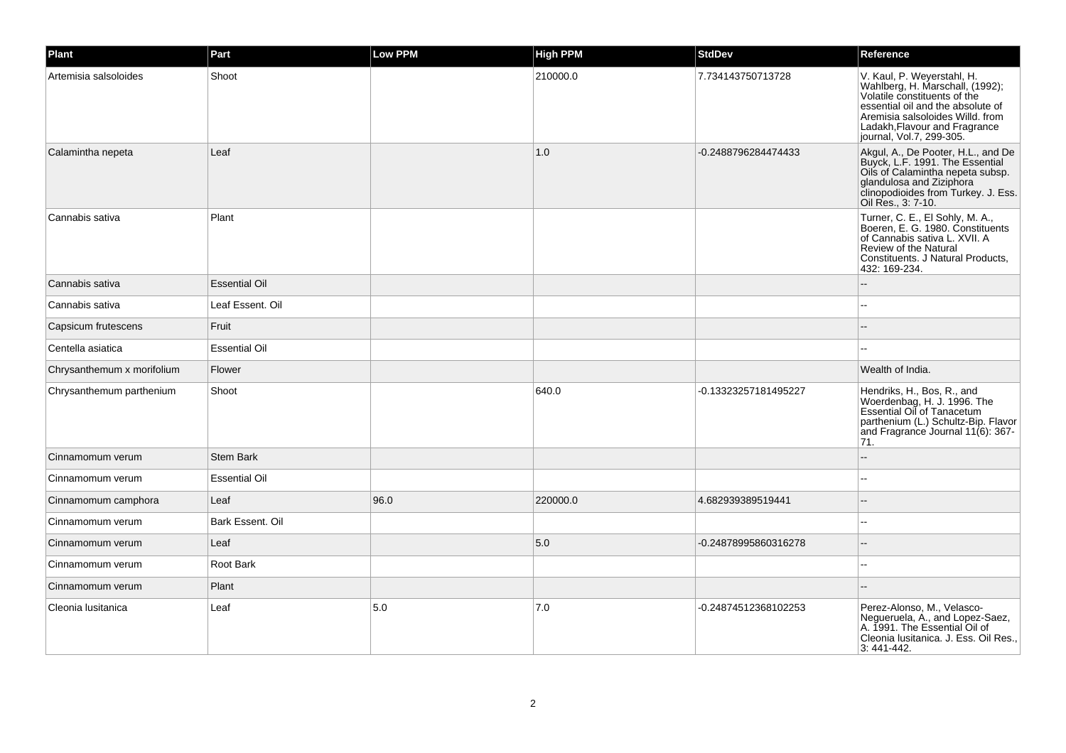| Plant | Part | Low PPM | High PPM | StdDev | Reference |
| --- | --- | --- | --- | --- | --- |
| Artemisia salsoloides | Shoot | | 210000.0 | 7.734143750713728 | V. Kaul, P. Weyerstahl, H. Wahlberg, H. Marschall, (1992); Volatile constituents of the essential oil and the absolute of Aremisia salsoloides Willd. from Ladakh,Flavour and Fragrance journal, Vol.7, 299-305. |
| Calamintha nepeta | Leaf | | 1.0 | -0.2488796284474433 | Akgul, A., De Pooter, H.L., and De Buyck, L.F. 1991. The Essential Oils of Calamintha nepeta subsp. glandulosa and Ziziphora clinopodioides from Turkey. J. Ess. Oil Res., 3: 7-10. |
| Cannabis sativa | Plant | | | | Turner, C. E., El Sohly, M. A., Boeren, E. G. 1980. Constituents of Cannabis sativa L. XVII. A Review of the Natural Constituents. J Natural Products, 432: 169-234. |
| Cannabis sativa | Essential Oil | | | | -- |
| Cannabis sativa | Leaf Essent. Oil | | | | -- |
| Capsicum frutescens | Fruit | | | | -- |
| Centella asiatica | Essential Oil | | | | -- |
| Chrysanthemum x morifolium | Flower | | | | Wealth of India. |
| Chrysanthemum parthenium | Shoot | | 640.0 | -0.13323257181495227 | Hendriks, H., Bos, R., and Woerdenbag, H. J. 1996. The Essential Oil of Tanacetum parthenium (L.) Schultz-Bip. Flavor and Fragrance Journal 11(6): 367-71. |
| Cinnamomum verum | Stem Bark | | | | -- |
| Cinnamomum verum | Essential Oil | | | | -- |
| Cinnamomum camphora | Leaf | 96.0 | 220000.0 | 4.682939389519441 | -- |
| Cinnamomum verum | Bark Essent. Oil | | | | -- |
| Cinnamomum verum | Leaf | | 5.0 | -0.24878995860316278 | -- |
| Cinnamomum verum | Root Bark | | | | -- |
| Cinnamomum verum | Plant | | | | -- |
| Cleonia lusitanica | Leaf | 5.0 | 7.0 | -0.24874512368102253 | Perez-Alonso, M., Velasco-Negueruela, A., and Lopez-Saez, A. 1991. The Essential Oil of Cleonia lusitanica. J. Ess. Oil Res., 3: 441-442. |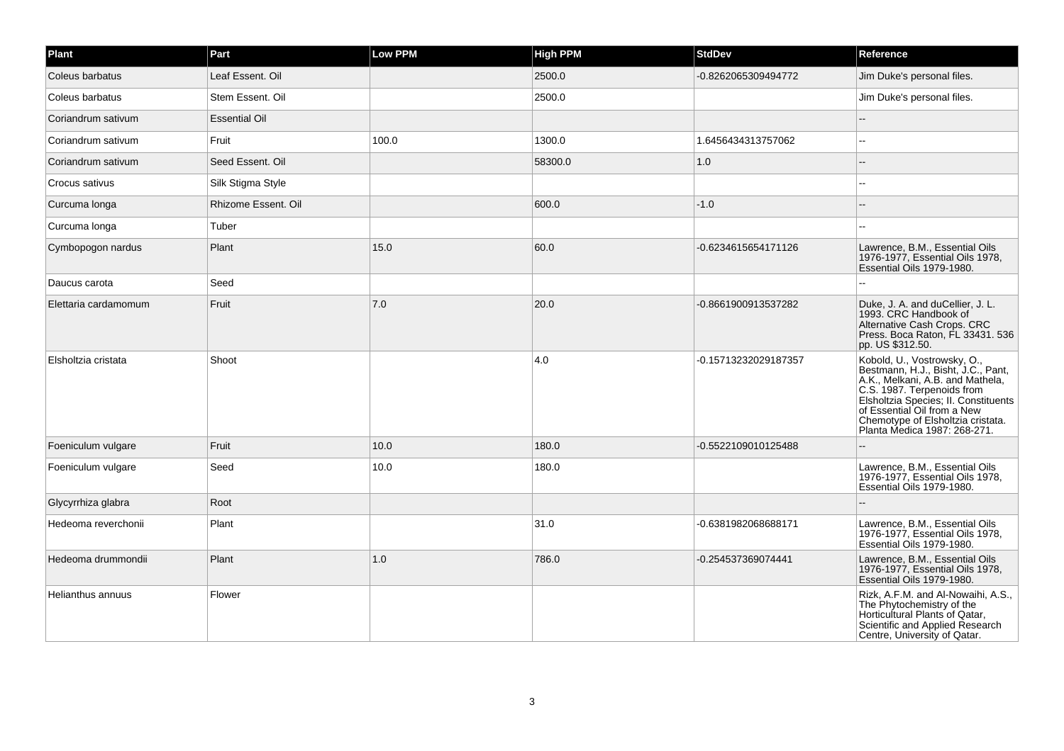| Plant | Part | Low PPM | High PPM | StdDev | Reference |
| --- | --- | --- | --- | --- | --- |
| Coleus barbatus | Leaf Essent. Oil | | 2500.0 | -0.8262065309494772 | Jim Duke's personal files. |
| Coleus barbatus | Stem Essent. Oil | | 2500.0 | | Jim Duke's personal files. |
| Coriandrum sativum | Essential Oil | | | | -- |
| Coriandrum sativum | Fruit | 100.0 | 1300.0 | 1.6456434313757062 | -- |
| Coriandrum sativum | Seed Essent. Oil | | 58300.0 | 1.0 | -- |
| Crocus sativus | Silk Stigma Style | | | | -- |
| Curcuma longa | Rhizome Essent. Oil | | 600.0 | -1.0 | -- |
| Curcuma longa | Tuber | | | | -- |
| Cymbopogon nardus | Plant | 15.0 | 60.0 | -0.6234615654171126 | Lawrence, B.M., Essential Oils 1976-1977, Essential Oils 1978, Essential Oils 1979-1980. |
| Daucus carota | Seed | | | | -- |
| Elettaria cardamomum | Fruit | 7.0 | 20.0 | -0.8661900913537282 | Duke, J. A. and duCellier, J. L. 1993. CRC Handbook of Alternative Cash Crops. CRC Press. Boca Raton, FL 33431. 536 pp. US $312.50. |
| Elsholtzia cristata | Shoot | | 4.0 | -0.15713232029187357 | Kobold, U., Vostrowsky, O., Bestmann, H.J., Bisht, J.C., Pant, A.K., Melkani, A.B. and Mathela, C.S. 1987. Terpenoids from Elsholtzia Species; II. Constituents of Essential Oil from a New Chemotype of Elsholtzia cristata. Planta Medica 1987: 268-271. |
| Foeniculum vulgare | Fruit | 10.0 | 180.0 | -0.5522109010125488 | -- |
| Foeniculum vulgare | Seed | 10.0 | 180.0 | | Lawrence, B.M., Essential Oils 1976-1977, Essential Oils 1978, Essential Oils 1979-1980. |
| Glycyrrhiza glabra | Root | | | | -- |
| Hedeoma reverchonii | Plant | | 31.0 | -0.6381982068688171 | Lawrence, B.M., Essential Oils 1976-1977, Essential Oils 1978, Essential Oils 1979-1980. |
| Hedeoma drummondii | Plant | 1.0 | 786.0 | -0.254537369074441 | Lawrence, B.M., Essential Oils 1976-1977, Essential Oils 1978, Essential Oils 1979-1980. |
| Helianthus annuus | Flower | | | | Rizk, A.F.M. and Al-Nowaihi, A.S., The Phytochemistry of the Horticultural Plants of Qatar, Scientific and Applied Research Centre, University of Qatar. |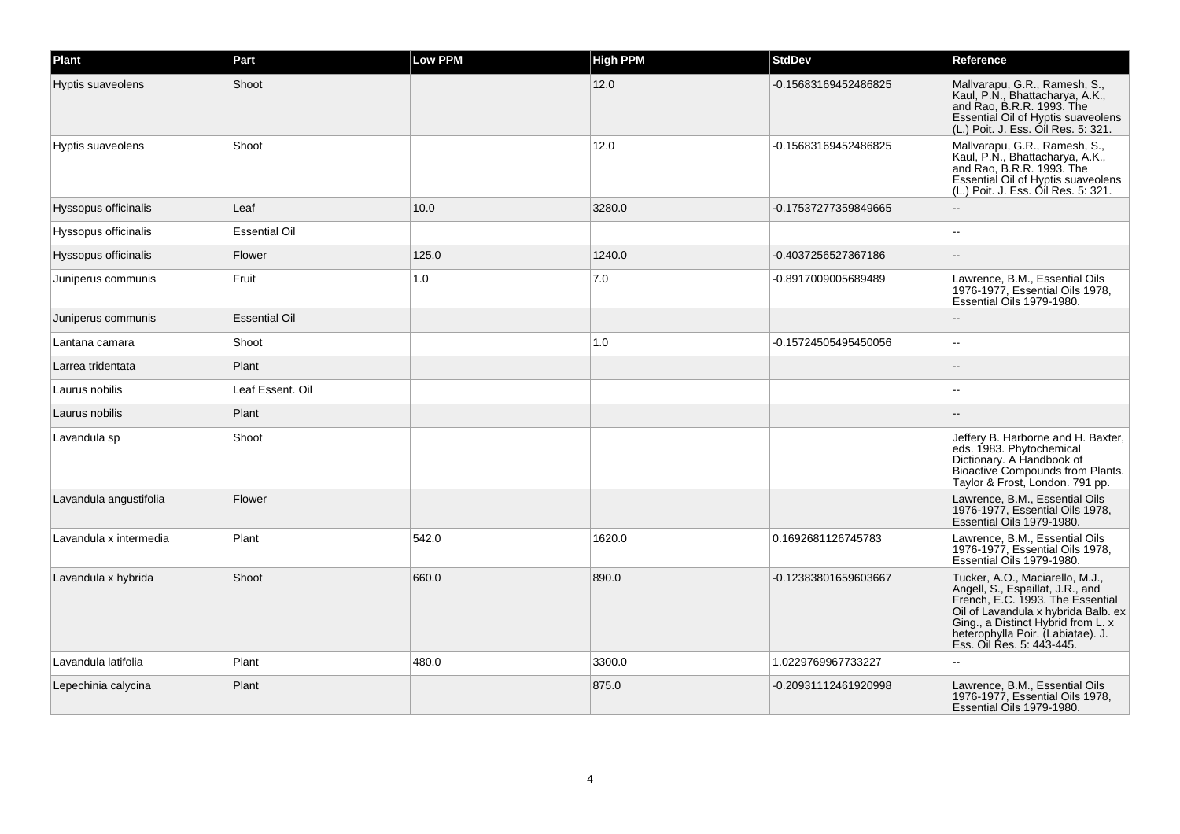| Plant | Part | Low PPM | High PPM | StdDev | Reference |
|---|---|---|---|---|---|
| Hyptis suaveolens | Shoot | | 12.0 | -0.15683169452486825 | Mallvarapu, G.R., Ramesh, S., Kaul, P.N., Bhattacharya, A.K., and Rao, B.R.R. 1993. The Essential Oil of Hyptis suaveolens (L.) Poit. J. Ess. Oil Res. 5: 321. |
| Hyptis suaveolens | Shoot | | 12.0 | -0.15683169452486825 | Mallvarapu, G.R., Ramesh, S., Kaul, P.N., Bhattacharya, A.K., and Rao, B.R.R. 1993. The Essential Oil of Hyptis suaveolens (L.) Poit. J. Ess. Oil Res. 5: 321. |
| Hyssopus officinalis | Leaf | 10.0 | 3280.0 | -0.17537277359849665 | -- |
| Hyssopus officinalis | Essential Oil | | | | -- |
| Hyssopus officinalis | Flower | 125.0 | 1240.0 | -0.4037256527367186 | -- |
| Juniperus communis | Fruit | 1.0 | 7.0 | -0.8917009005689489 | Lawrence, B.M., Essential Oils 1976-1977, Essential Oils 1978, Essential Oils 1979-1980. |
| Juniperus communis | Essential Oil | | | | -- |
| Lantana camara | Shoot | | 1.0 | -0.15724505495450056 | -- |
| Larrea tridentata | Plant | | | | -- |
| Laurus nobilis | Leaf Essent. Oil | | | | -- |
| Laurus nobilis | Plant | | | | -- |
| Lavandula sp | Shoot | | | | Jeffery B. Harborne and H. Baxter, eds. 1983. Phytochemical Dictionary. A Handbook of Bioactive Compounds from Plants. Taylor & Frost, London. 791 pp. |
| Lavandula angustifolia | Flower | | | | Lawrence, B.M., Essential Oils 1976-1977, Essential Oils 1978, Essential Oils 1979-1980. |
| Lavandula x intermedia | Plant | 542.0 | 1620.0 | 0.1692681126745783 | Lawrence, B.M., Essential Oils 1976-1977, Essential Oils 1978, Essential Oils 1979-1980. |
| Lavandula x hybrida | Shoot | 660.0 | 890.0 | -0.12383801659603667 | Tucker, A.O., Maciarello, M.J., Angell, S., Espaillat, J.R., and French, E.C. 1993. The Essential Oil of Lavandula x hybrida Balb. ex Ging., a Distinct Hybrid from L. x heterophylla Poir. (Labiatae). J. Ess. Oil Res. 5: 443-445. |
| Lavandula latifolia | Plant | 480.0 | 3300.0 | 1.0229769967733227 | -- |
| Lepechinia calycina | Plant | | 875.0 | -0.20931112461920998 | Lawrence, B.M., Essential Oils 1976-1977, Essential Oils 1978, Essential Oils 1979-1980. |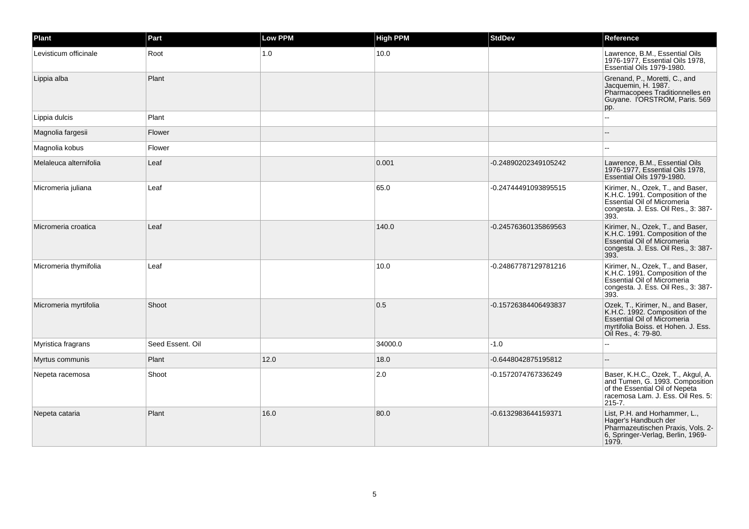| Plant | Part | Low PPM | High PPM | StdDev | Reference |
| --- | --- | --- | --- | --- | --- |
| Levisticum officinale | Root | 1.0 | 10.0 | | Lawrence, B.M., Essential Oils 1976-1977, Essential Oils 1978, Essential Oils 1979-1980. |
| Lippia alba | Plant | | | | Grenand, P., Moretti, C., and Jacquemin, H. 1987. Pharmacopees Traditionnelles en Guyane. l'ORSTROM, Paris. 569 pp. |
| Lippia dulcis | Plant | | | | -- |
| Magnolia fargesii | Flower | | | | -- |
| Magnolia kobus | Flower | | | | -- |
| Melaleuca alternifolia | Leaf | | 0.001 | -0.24890202349105242 | Lawrence, B.M., Essential Oils 1976-1977, Essential Oils 1978, Essential Oils 1979-1980. |
| Micromeria juliana | Leaf | | 65.0 | -0.24744491093895515 | Kirimer, N., Ozek, T., and Baser, K.H.C. 1991. Composition of the Essential Oil of Micromeria congesta. J. Ess. Oil Res., 3: 387-393. |
| Micromeria croatica | Leaf | | 140.0 | -0.24576360135869563 | Kirimer, N., Ozek, T., and Baser, K.H.C. 1991. Composition of the Essential Oil of Micromeria congesta. J. Ess. Oil Res., 3: 387-393. |
| Micromeria thymifolia | Leaf | | 10.0 | -0.24867787129781216 | Kirimer, N., Ozek, T., and Baser, K.H.C. 1991. Composition of the Essential Oil of Micromeria congesta. J. Ess. Oil Res., 3: 387-393. |
| Micromeria myrtifolia | Shoot | | 0.5 | -0.15726384406493837 | Ozek, T., Kirimer, N., and Baser, K.H.C. 1992. Composition of the Essential Oil of Micromeria myrtifolia Boiss. et Hohen. J. Ess. Oil Res., 4: 79-80. |
| Myristica fragrans | Seed Essent. Oil | | 34000.0 | -1.0 | -- |
| Myrtus communis | Plant | 12.0 | 18.0 | -0.6448042875195812 | -- |
| Nepeta racemosa | Shoot | | 2.0 | -0.1572074767336249 | Baser, K.H.C., Ozek, T., Akgul, A. and Tumen, G. 1993. Composition of the Essential Oil of Nepeta racemosa Lam. J. Ess. Oil Res. 5: 215-7. |
| Nepeta cataria | Plant | 16.0 | 80.0 | -0.6132983644159371 | List, P.H. and Horhammer, L., Hager's Handbuch der Pharmazeutischen Praxis, Vols. 2-6, Springer-Verlag, Berlin, 1969-1979. |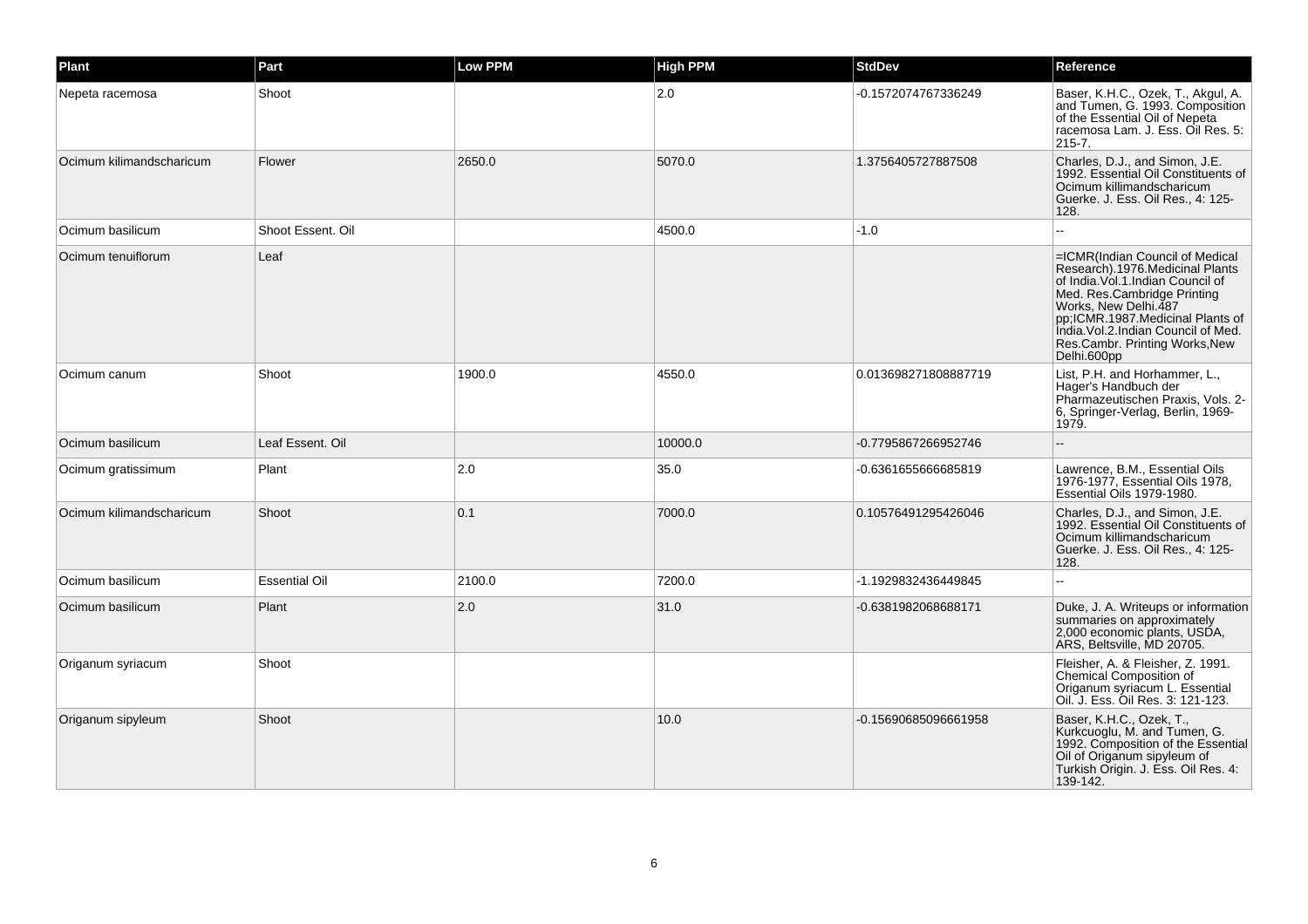| Plant | Part | Low PPM | High PPM | StdDev | Reference |
| --- | --- | --- | --- | --- | --- |
| Nepeta racemosa | Shoot | | 2.0 | -0.1572074767336249 | Baser, K.H.C., Ozek, T., Akgul, A. and Tumen, G. 1993. Composition of the Essential Oil of Nepeta racemosa Lam. J. Ess. Oil Res. 5: 215-7. |
| Ocimum kilimandscharicum | Flower | 2650.0 | 5070.0 | 1.3756405727887508 | Charles, D.J., and Simon, J.E. 1992. Essential Oil Constituents of Ocimum killimandscharicum Guerke. J. Ess. Oil Res., 4: 125-128. |
| Ocimum basilicum | Shoot Essent. Oil | | 4500.0 | -1.0 | -- |
| Ocimum tenuiflorum | Leaf | | | | =ICMR(Indian Council of Medical Research).1976.Medicinal Plants of India.Vol.1.Indian Council of Med. Res.Cambridge Printing Works, New Delhi.487 pp;ICMR.1987.Medicinal Plants of India.Vol.2.Indian Council of Med. Res.Cambr. Printing Works,New Delhi.600pp |
| Ocimum canum | Shoot | 1900.0 | 4550.0 | 0.013698271808887719 | List, P.H. and Horhammer, L., Hager's Handbuch der Pharmazeutischen Praxis, Vols. 2-6, Springer-Verlag, Berlin, 1969-1979. |
| Ocimum basilicum | Leaf Essent. Oil | | 10000.0 | -0.7795867266952746 | -- |
| Ocimum gratissimum | Plant | 2.0 | 35.0 | -0.6361655666685819 | Lawrence, B.M., Essential Oils 1976-1977, Essential Oils 1978, Essential Oils 1979-1980. |
| Ocimum kilimandscharicum | Shoot | 0.1 | 7000.0 | 0.10576491295426046 | Charles, D.J., and Simon, J.E. 1992. Essential Oil Constituents of Ocimum killimandscharicum Guerke. J. Ess. Oil Res., 4: 125-128. |
| Ocimum basilicum | Essential Oil | 2100.0 | 7200.0 | -1.1929832436449845 | -- |
| Ocimum basilicum | Plant | 2.0 | 31.0 | -0.6381982068688171 | Duke, J. A. Writeups or information summaries on approximately 2,000 economic plants, USDA, ARS, Beltsville, MD 20705. |
| Origanum syriacum | Shoot | | | | Fleisher, A. & Fleisher, Z. 1991. Chemical Composition of Origanum syriacum L. Essential Oil. J. Ess. Oil Res. 3: 121-123. |
| Origanum sipyleum | Shoot | | 10.0 | -0.15690685096661958 | Baser, K.H.C., Ozek, T., Kurkcuoglu, M. and Tumen, G. 1992. Composition of the Essential Oil of Origanum sipyleum of Turkish Origin. J. Ess. Oil Res. 4: 139-142. |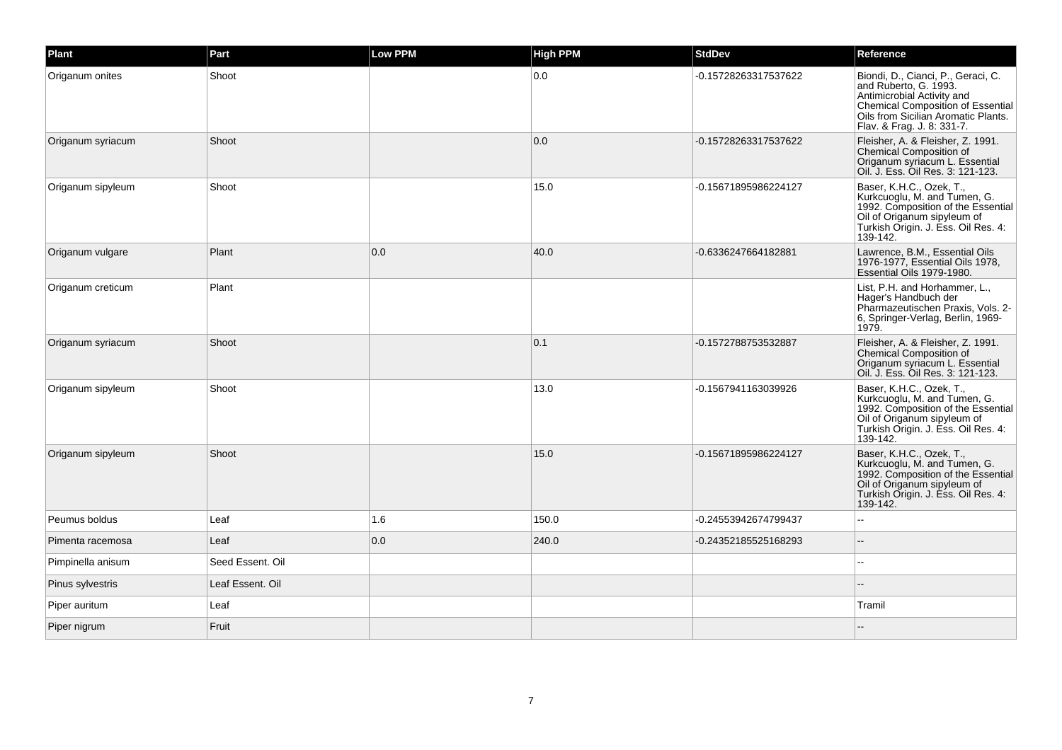| Plant | Part | Low PPM | High PPM | StdDev | Reference |
| --- | --- | --- | --- | --- | --- |
| Origanum onites | Shoot | | 0.0 | -0.15728263317537622 | Biondi, D., Cianci, P., Geraci, C. and Ruberto, G. 1993. Antimicrobial Activity and Chemical Composition of Essential Oils from Sicilian Aromatic Plants. Flav. & Frag. J. 8: 331-7. |
| Origanum syriacum | Shoot | | 0.0 | -0.15728263317537622 | Fleisher, A. & Fleisher, Z. 1991. Chemical Composition of Origanum syriacum L. Essential Oil. J. Ess. Oil Res. 3: 121-123. |
| Origanum sipyleum | Shoot | | 15.0 | -0.15671895986224127 | Baser, K.H.C., Ozek, T., Kurkcuoglu, M. and Tumen, G. 1992. Composition of the Essential Oil of Origanum sipyleum of Turkish Origin. J. Ess. Oil Res. 4: 139-142. |
| Origanum vulgare | Plant | 0.0 | 40.0 | -0.6336247664182881 | Lawrence, B.M., Essential Oils 1976-1977, Essential Oils 1978, Essential Oils 1979-1980. |
| Origanum creticum | Plant | | | | List, P.H. and Horhammer, L., Hager's Handbuch der Pharmazeutischen Praxis, Vols. 2-6, Springer-Verlag, Berlin, 1969-1979. |
| Origanum syriacum | Shoot | | 0.1 | -0.1572788753532887 | Fleisher, A. & Fleisher, Z. 1991. Chemical Composition of Origanum syriacum L. Essential Oil. J. Ess. Oil Res. 3: 121-123. |
| Origanum sipyleum | Shoot | | 13.0 | -0.1567941163039926 | Baser, K.H.C., Ozek, T., Kurkcuoglu, M. and Tumen, G. 1992. Composition of the Essential Oil of Origanum sipyleum of Turkish Origin. J. Ess. Oil Res. 4: 139-142. |
| Origanum sipyleum | Shoot | | 15.0 | -0.15671895986224127 | Baser, K.H.C., Ozek, T., Kurkcuoglu, M. and Tumen, G. 1992. Composition of the Essential Oil of Origanum sipyleum of Turkish Origin. J. Ess. Oil Res. 4: 139-142. |
| Peumus boldus | Leaf | 1.6 | 150.0 | -0.24553942674799437 | -- |
| Pimenta racemosa | Leaf | 0.0 | 240.0 | -0.24352185525168293 | -- |
| Pimpinella anisum | Seed Essent. Oil | | | | -- |
| Pinus sylvestris | Leaf Essent. Oil | | | | -- |
| Piper auritum | Leaf | | | | Tramil |
| Piper nigrum | Fruit | | | | -- |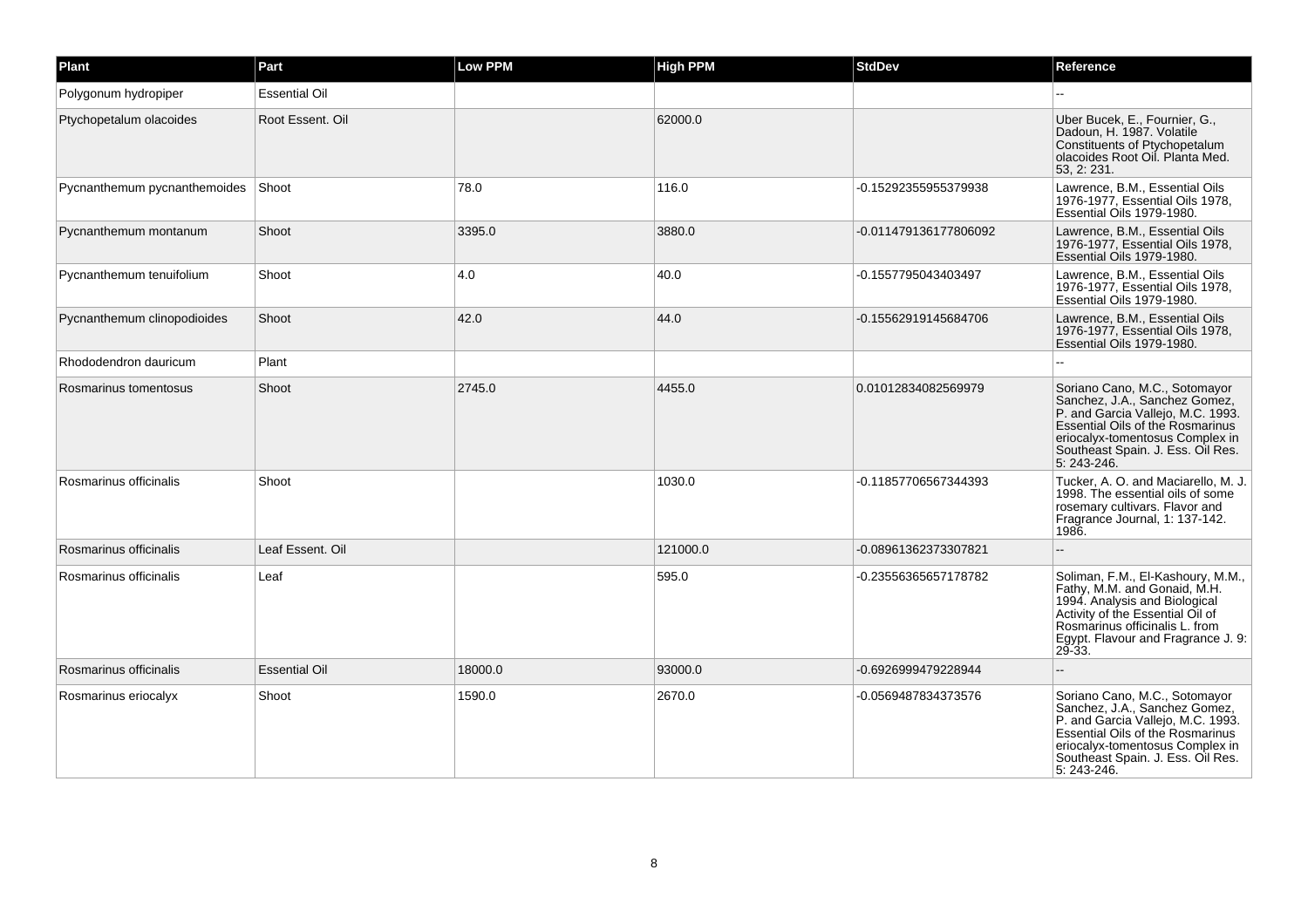| Plant | Part | Low PPM | High PPM | StdDev | Reference |
| --- | --- | --- | --- | --- | --- |
| Polygonum hydropiper | Essential Oil | | | | -- |
| Ptychopetalum olacoides | Root Essent. Oil | | 62000.0 | | Uber Bucek, E., Fournier, G., Dadoun, H. 1987. Volatile Constituents of Ptychopetalum olacoides Root Oil. Planta Med. 53, 2: 231. |
| Pycnanthemum pycnanthemoides | Shoot | 78.0 | 116.0 | -0.15292355955379938 | Lawrence, B.M., Essential Oils 1976-1977, Essential Oils 1978, Essential Oils 1979-1980. |
| Pycnanthemum montanum | Shoot | 3395.0 | 3880.0 | -0.011479136177806092 | Lawrence, B.M., Essential Oils 1976-1977, Essential Oils 1978, Essential Oils 1979-1980. |
| Pycnanthemum tenuifolium | Shoot | 4.0 | 40.0 | -0.1557795043403497 | Lawrence, B.M., Essential Oils 1976-1977, Essential Oils 1978, Essential Oils 1979-1980. |
| Pycnanthemum clinopodioides | Shoot | 42.0 | 44.0 | -0.15562919145684706 | Lawrence, B.M., Essential Oils 1976-1977, Essential Oils 1978, Essential Oils 1979-1980. |
| Rhododendron dauricum | Plant | | | | -- |
| Rosmarinus tomentosus | Shoot | 2745.0 | 4455.0 | 0.01012834082569979 | Soriano Cano, M.C., Sotomayor Sanchez, J.A., Sanchez Gomez, P. and Garcia Vallejo, M.C. 1993. Essential Oils of the Rosmarinus eriocalyx-tomentosus Complex in Southeast Spain. J. Ess. Oil Res. 5: 243-246. |
| Rosmarinus officinalis | Shoot | | 1030.0 | -0.11857706567344393 | Tucker, A. O. and Maciarello, M. J. 1998. The essential oils of some rosemary cultivars. Flavor and Fragrance Journal, 1: 137-142. 1986. |
| Rosmarinus officinalis | Leaf Essent. Oil | | 121000.0 | -0.08961362373307821 | -- |
| Rosmarinus officinalis | Leaf | | 595.0 | -0.23556365657178782 | Soliman, F.M., El-Kashoury, M.M., Fathy, M.M. and Gonaid, M.H. 1994. Analysis and Biological Activity of the Essential Oil of Rosmarinus officinalis L. from Egypt. Flavour and Fragrance J. 9: 29-33. |
| Rosmarinus officinalis | Essential Oil | 18000.0 | 93000.0 | -0.6926999479228944 | -- |
| Rosmarinus eriocalyx | Shoot | 1590.0 | 2670.0 | -0.0569487834373576 | Soriano Cano, M.C., Sotomayor Sanchez, J.A., Sanchez Gomez, P. and Garcia Vallejo, M.C. 1993. Essential Oils of the Rosmarinus eriocalyx-tomentosus Complex in Southeast Spain. J. Ess. Oil Res. 5: 243-246. |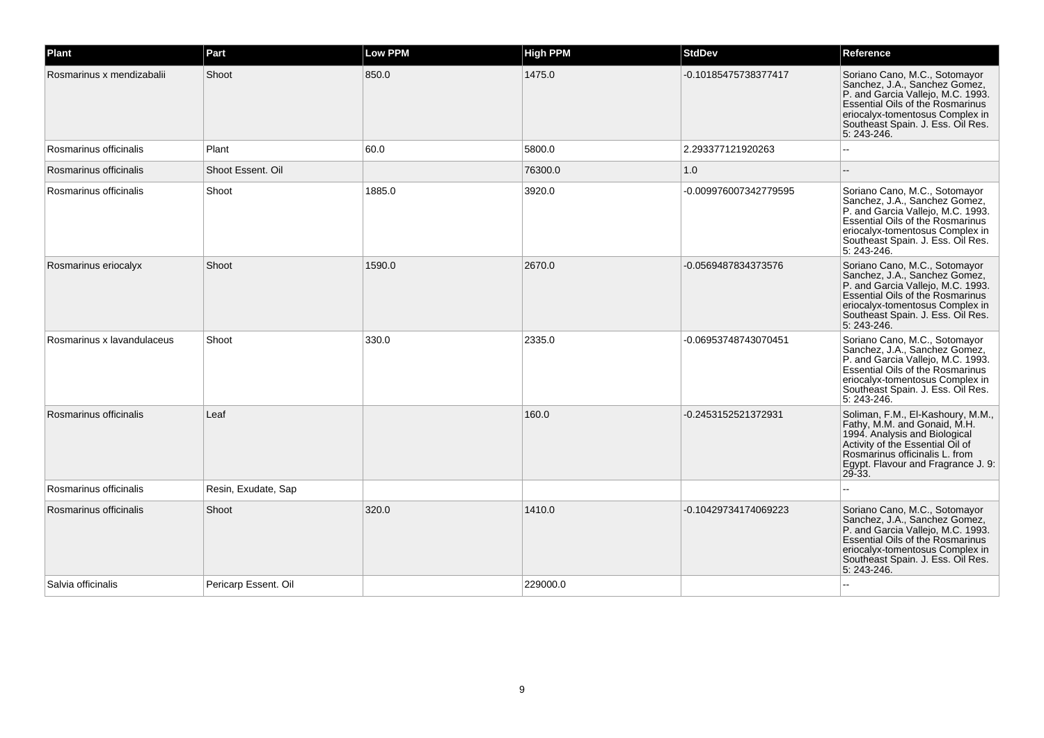| Plant | Part | Low PPM | High PPM | StdDev | Reference |
| --- | --- | --- | --- | --- | --- |
| Rosmarinus x mendizabalii | Shoot | 850.0 | 1475.0 | -0.10185475738377417 | Soriano Cano, M.C., Sotomayor Sanchez, J.A., Sanchez Gomez, P. and Garcia Vallejo, M.C. 1993. Essential Oils of the Rosmarinus eriocalyx-tomentosus Complex in Southeast Spain. J. Ess. Oil Res. 5: 243-246. |
| Rosmarinus officinalis | Plant | 60.0 | 5800.0 | 2.293377121920263 | -- |
| Rosmarinus officinalis | Shoot Essent. Oil | | 76300.0 | 1.0 | -- |
| Rosmarinus officinalis | Shoot | 1885.0 | 3920.0 | -0.009976007342779595 | Soriano Cano, M.C., Sotomayor Sanchez, J.A., Sanchez Gomez, P. and Garcia Vallejo, M.C. 1993. Essential Oils of the Rosmarinus eriocalyx-tomentosus Complex in Southeast Spain. J. Ess. Oil Res. 5: 243-246. |
| Rosmarinus eriocalyx | Shoot | 1590.0 | 2670.0 | -0.0569487834373576 | Soriano Cano, M.C., Sotomayor Sanchez, J.A., Sanchez Gomez, P. and Garcia Vallejo, M.C. 1993. Essential Oils of the Rosmarinus eriocalyx-tomentosus Complex in Southeast Spain. J. Ess. Oil Res. 5: 243-246. |
| Rosmarinus x lavandulaceus | Shoot | 330.0 | 2335.0 | -0.06953748743070451 | Soriano Cano, M.C., Sotomayor Sanchez, J.A., Sanchez Gomez, P. and Garcia Vallejo, M.C. 1993. Essential Oils of the Rosmarinus eriocalyx-tomentosus Complex in Southeast Spain. J. Ess. Oil Res. 5: 243-246. |
| Rosmarinus officinalis | Leaf | | 160.0 | -0.2453152521372931 | Soliman, F.M., El-Kashoury, M.M., Fathy, M.M. and Gonaid, M.H. 1994. Analysis and Biological Activity of the Essential Oil of Rosmarinus officinalis L. from Egypt. Flavour and Fragrance J. 9: 29-33. |
| Rosmarinus officinalis | Resin, Exudate, Sap | | | | -- |
| Rosmarinus officinalis | Shoot | 320.0 | 1410.0 | -0.10429734174069223 | Soriano Cano, M.C., Sotomayor Sanchez, J.A., Sanchez Gomez, P. and Garcia Vallejo, M.C. 1993. Essential Oils of the Rosmarinus eriocalyx-tomentosus Complex in Southeast Spain. J. Ess. Oil Res. 5: 243-246. |
| Salvia officinalis | Pericarp Essent. Oil | | 229000.0 | | -- |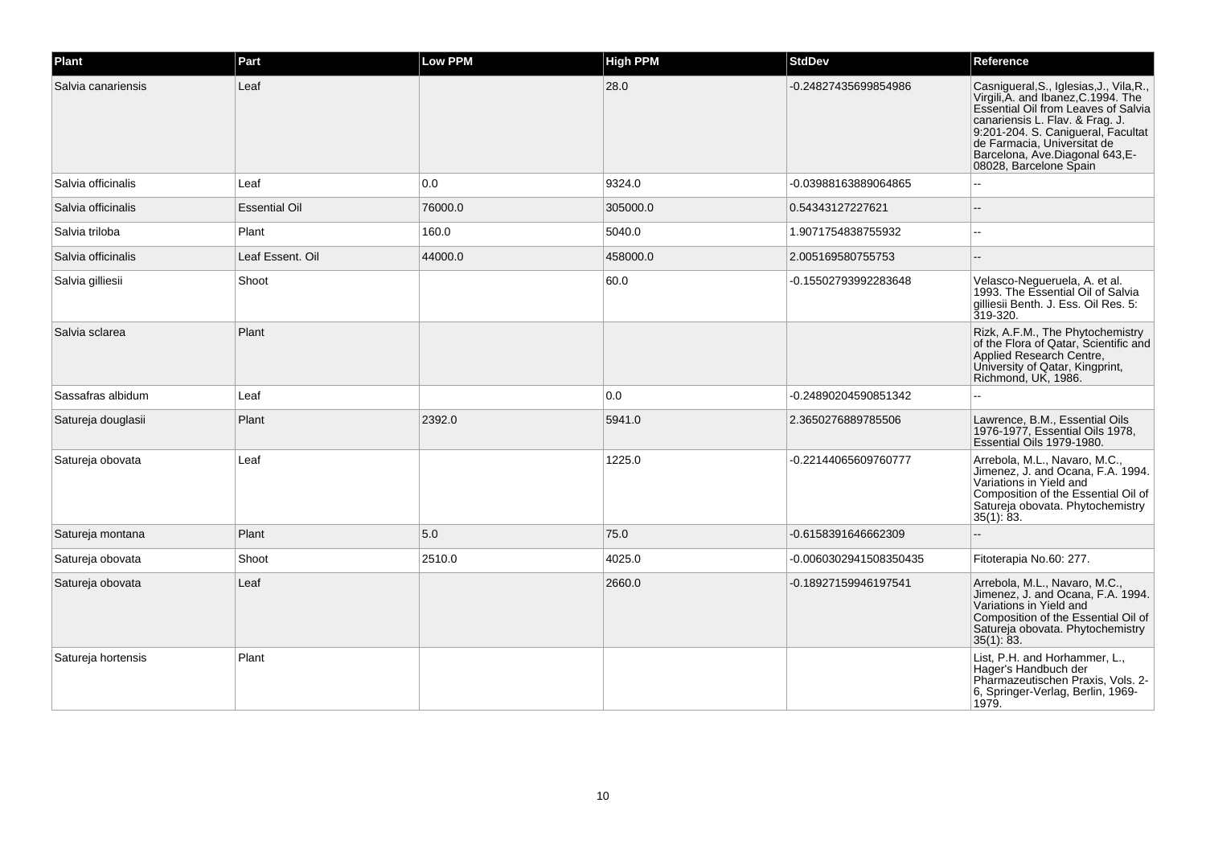| Plant | Part | Low PPM | High PPM | StdDev | Reference |
| --- | --- | --- | --- | --- | --- |
| Salvia canariensis | Leaf | | 28.0 | -0.24827435699854986 | Casnigueral,S., Iglesias,J., Vila,R., Virgili,A. and Ibanez,C.1994. The Essential Oil from Leaves of Salvia canariensis L. Flav. & Frag. J. 9:201-204. S. Canigueral, Facultat de Farmacia, Universitat de Barcelona, Ave.Diagonal 643,E-08028, Barcelone Spain |
| Salvia officinalis | Leaf | 0.0 | 9324.0 | -0.03988163889064865 | -- |
| Salvia officinalis | Essential Oil | 76000.0 | 305000.0 | 0.54343127227621 | -- |
| Salvia triloba | Plant | 160.0 | 5040.0 | 1.9071754838755932 | -- |
| Salvia officinalis | Leaf Essent. Oil | 44000.0 | 458000.0 | 2.005169580755753 | -- |
| Salvia gilliesii | Shoot | | 60.0 | -0.15502793992283648 | Velasco-Negueruela, A. et al. 1993. The Essential Oil of Salvia gilliesii Benth. J. Ess. Oil Res. 5: 319-320. |
| Salvia sclarea | Plant | | | | Rizk, A.F.M., The Phytochemistry of the Flora of Qatar, Scientific and Applied Research Centre, University of Qatar, Kingprint, Richmond, UK, 1986. |
| Sassafras albidum | Leaf | | 0.0 | -0.24890204590851342 | -- |
| Satureja douglasii | Plant | 2392.0 | 5941.0 | 2.3650276889785506 | Lawrence, B.M., Essential Oils 1976-1977, Essential Oils 1978, Essential Oils 1979-1980. |
| Satureja obovata | Leaf | | 1225.0 | -0.22144065609760777 | Arrebola, M.L., Navaro, M.C., Jimenez, J. and Ocana, F.A. 1994. Variations in Yield and Composition of the Essential Oil of Satureja obovata. Phytochemistry 35(1): 83. |
| Satureja montana | Plant | 5.0 | 75.0 | -0.6158391646662309 | -- |
| Satureja obovata | Shoot | 2510.0 | 4025.0 | -0.0060302941508350435 | Fitoterapia No.60: 277. |
| Satureja obovata | Leaf | | 2660.0 | -0.18927159946197541 | Arrebola, M.L., Navaro, M.C., Jimenez, J. and Ocana, F.A. 1994. Variations in Yield and Composition of the Essential Oil of Satureja obovata. Phytochemistry 35(1): 83. |
| Satureja hortensis | Plant | | | | List, P.H. and Horhammer, L., Hager's Handbuch der Pharmazeutischen Praxis, Vols. 2-6, Springer-Verlag, Berlin, 1969-1979. |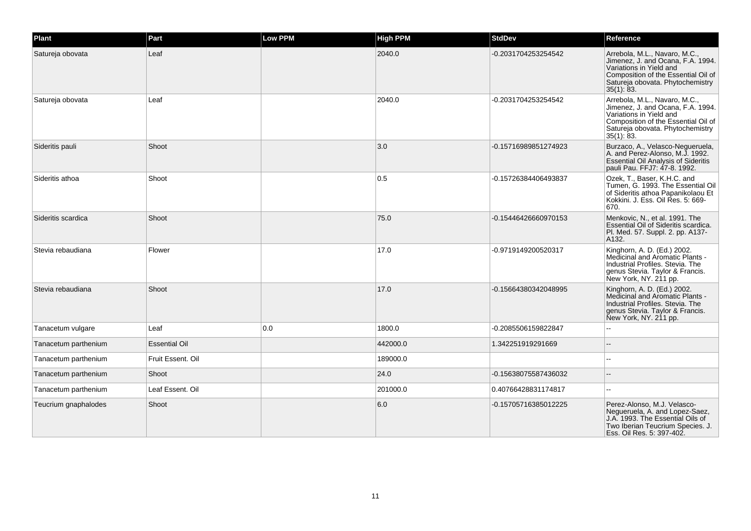| Plant | Part | Low PPM | High PPM | StdDev | Reference |
|---|---|---|---|---|---|
| Satureja obovata | Leaf | | 2040.0 | -0.2031704253254542 | Arrebola, M.L., Navaro, M.C., Jimenez, J. and Ocana, F.A. 1994. Variations in Yield and Composition of the Essential Oil of Satureja obovata. Phytochemistry 35(1): 83. |
| Satureja obovata | Leaf | | 2040.0 | -0.2031704253254542 | Arrebola, M.L., Navaro, M.C., Jimenez, J. and Ocana, F.A. 1994. Variations in Yield and Composition of the Essential Oil of Satureja obovata. Phytochemistry 35(1): 83. |
| Sideritis pauli | Shoot | | 3.0 | -0.15716989851274923 | Burzaco, A., Velasco-Negueruela, A. and Perez-Alonso, M.J. 1992. Essential Oil Analysis of Sideritis pauli Pau. FFJ7: 47-8. 1992. |
| Sideritis athoa | Shoot | | 0.5 | -0.15726384406493837 | Ozek, T., Baser, K.H.C. and Tumen, G. 1993. The Essential Oil of Sideritis athoa Papanikolaou Et Kokkini. J. Ess. Oil Res. 5: 669-670. |
| Sideritis scardica | Shoot | | 75.0 | -0.15446426660970153 | Menkovic, N., et al. 1991. The Essential Oil of Sideritis scardica. Pl. Med. 57. Suppl. 2. pp. A137-A132. |
| Stevia rebaudiana | Flower | | 17.0 | -0.9719149200520317 | Kinghorn, A. D. (Ed.) 2002. Medicinal and Aromatic Plants - Industrial Profiles. Stevia. The genus Stevia. Taylor & Francis. New York, NY. 211 pp. |
| Stevia rebaudiana | Shoot | | 17.0 | -0.15664380342048995 | Kinghorn, A. D. (Ed.) 2002. Medicinal and Aromatic Plants - Industrial Profiles. Stevia. The genus Stevia. Taylor & Francis. New York, NY. 211 pp. |
| Tanacetum vulgare | Leaf | 0.0 | 1800.0 | -0.2085506159822847 | -- |
| Tanacetum parthenium | Essential Oil | | 442000.0 | 1.342251919291669 | -- |
| Tanacetum parthenium | Fruit Essent. Oil | | 189000.0 | | -- |
| Tanacetum parthenium | Shoot | | 24.0 | -0.15638075587436032 | -- |
| Tanacetum parthenium | Leaf Essent. Oil | | 201000.0 | 0.40766428831174817 | -- |
| Teucrium gnaphalodes | Shoot | | 6.0 | -0.15705716385012225 | Perez-Alonso, M.J. Velasco-Negueruela, A. and Lopez-Saez, J.A. 1993. The Essential Oils of Two Iberian Teucrium Species. J. Ess. Oil Res. 5: 397-402. |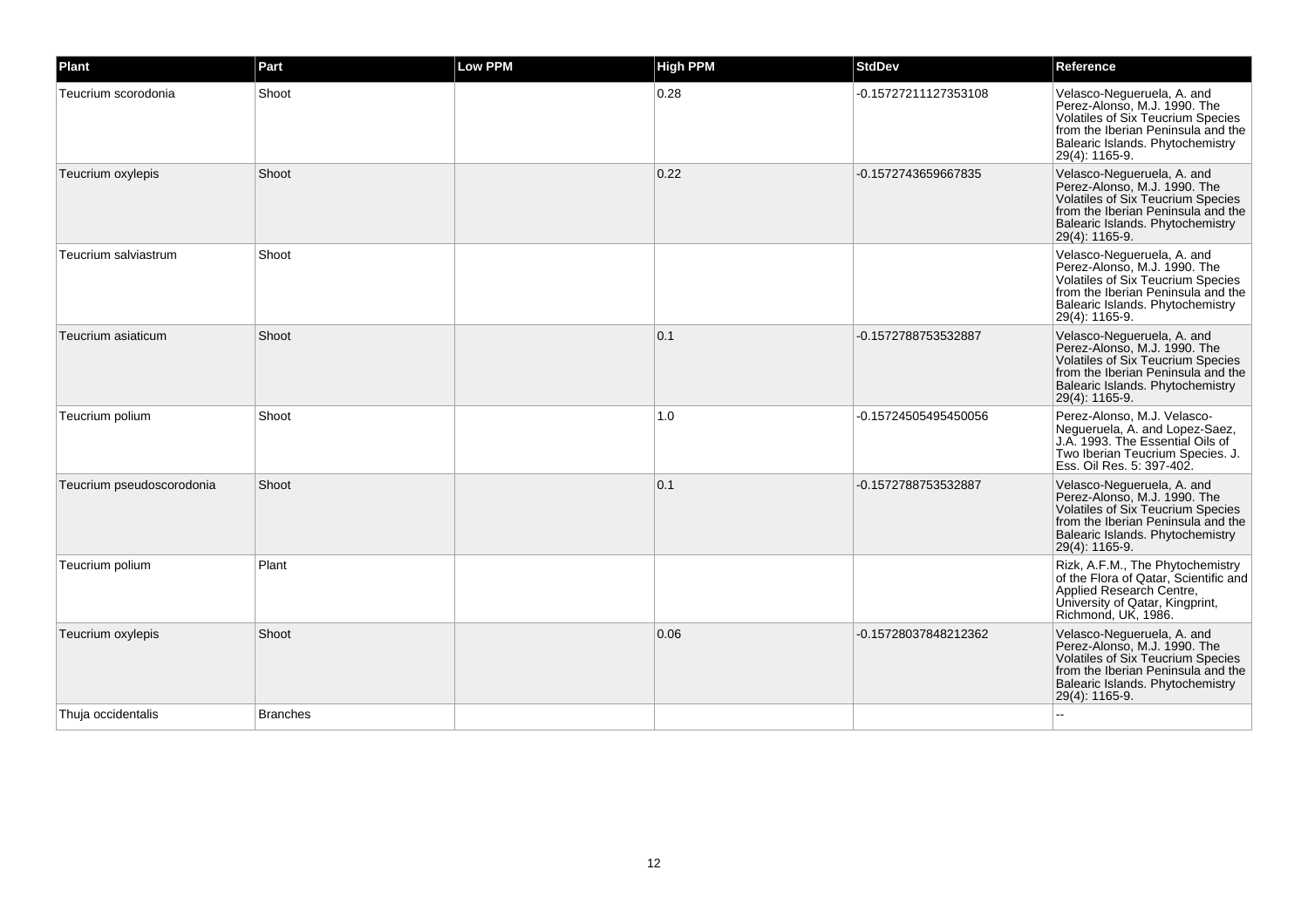| Plant | Part | Low PPM | High PPM | StdDev | Reference |
| --- | --- | --- | --- | --- | --- |
| Teucrium scorodonia | Shoot | | 0.28 | -0.15727211127353108 | Velasco-Negueruela, A. and Perez-Alonso, M.J. 1990. The Volatiles of Six Teucrium Species from the Iberian Peninsula and the Balearic Islands. Phytochemistry 29(4): 1165-9. |
| Teucrium oxylepis | Shoot | | 0.22 | -0.1572743659667835 | Velasco-Negueruela, A. and Perez-Alonso, M.J. 1990. The Volatiles of Six Teucrium Species from the Iberian Peninsula and the Balearic Islands. Phytochemistry 29(4): 1165-9. |
| Teucrium salviastrum | Shoot | | | | Velasco-Negueruela, A. and Perez-Alonso, M.J. 1990. The Volatiles of Six Teucrium Species from the Iberian Peninsula and the Balearic Islands. Phytochemistry 29(4): 1165-9. |
| Teucrium asiaticum | Shoot | | 0.1 | -0.1572788753532887 | Velasco-Negueruela, A. and Perez-Alonso, M.J. 1990. The Volatiles of Six Teucrium Species from the Iberian Peninsula and the Balearic Islands. Phytochemistry 29(4): 1165-9. |
| Teucrium polium | Shoot | | 1.0 | -0.15724505495450056 | Perez-Alonso, M.J. Velasco-Negueruela, A. and Lopez-Saez, J.A. 1993. The Essential Oils of Two Iberian Teucrium Species. J. Ess. Oil Res. 5: 397-402. |
| Teucrium pseudoscorodonia | Shoot | | 0.1 | -0.1572788753532887 | Velasco-Negueruela, A. and Perez-Alonso, M.J. 1990. The Volatiles of Six Teucrium Species from the Iberian Peninsula and the Balearic Islands. Phytochemistry 29(4): 1165-9. |
| Teucrium polium | Plant | | | | Rizk, A.F.M., The Phytochemistry of the Flora of Qatar, Scientific and Applied Research Centre, University of Qatar, Kingprint, Richmond, UK, 1986. |
| Teucrium oxylepis | Shoot | | 0.06 | -0.15728037848212362 | Velasco-Negueruela, A. and Perez-Alonso, M.J. 1990. The Volatiles of Six Teucrium Species from the Iberian Peninsula and the Balearic Islands. Phytochemistry 29(4): 1165-9. |
| Thuja occidentalis | Branches | | | | -- |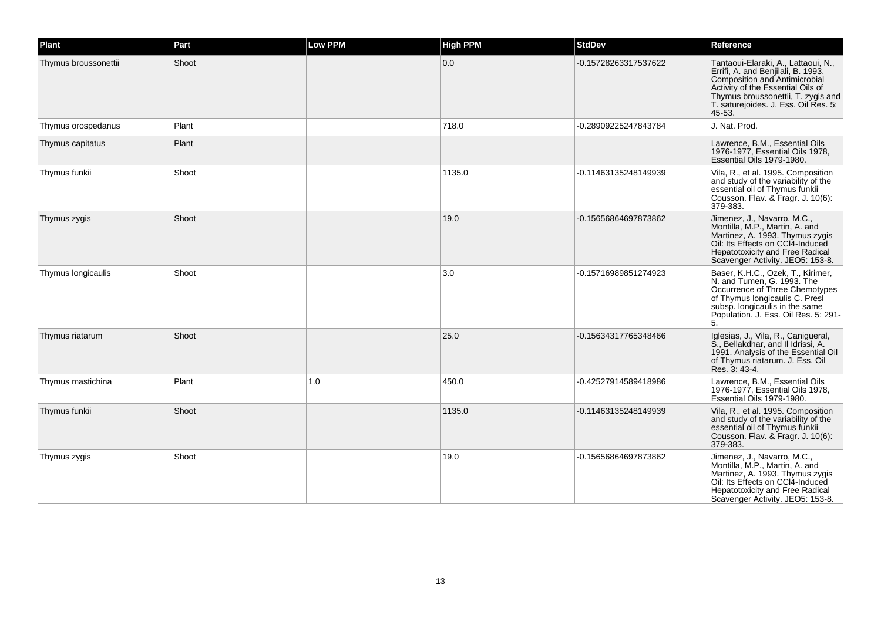| Plant | Part | Low PPM | High PPM | StdDev | Reference |
| --- | --- | --- | --- | --- | --- |
| Thymus broussonettii | Shoot | | 0.0 | -0.15728263317537622 | Tantaoui-Elaraki, A., Lattaoui, N., Errifi, A. and Benjilali, B. 1993. Composition and Antimicrobial Activity of the Essential Oils of Thymus broussonettii, T. zygis and T. saturejoides. J. Ess. Oil Res. 5: 45-53. |
| Thymus orospedanus | Plant | | 718.0 | -0.28909225247843784 | J. Nat. Prod. |
| Thymus capitatus | Plant | | | | Lawrence, B.M., Essential Oils 1976-1977, Essential Oils 1978, Essential Oils 1979-1980. |
| Thymus funkii | Shoot | | 1135.0 | -0.11463135248149939 | Vila, R., et al. 1995. Composition and study of the variability of the essential oil of Thymus funkii Cousson. Flav. & Fragr. J. 10(6): 379-383. |
| Thymus zygis | Shoot | | 19.0 | -0.15656864697873862 | Jimenez, J., Navarro, M.C., Montilla, M.P., Martin, A. and Martinez, A. 1993. Thymus zygis Oil: Its Effects on CCl4-Induced Hepatotoxicity and Free Radical Scavenger Activity. JEO5: 153-8. |
| Thymus longicaulis | Shoot | | 3.0 | -0.15716989851274923 | Baser, K.H.C., Ozek, T., Kirimer, N. and Tumen, G. 1993. The Occurrence of Three Chemotypes of Thymus longicaulis C. Presl subsp. longicaulis in the same Population. J. Ess. Oil Res. 5: 291-5. |
| Thymus riatarum | Shoot | | 25.0 | -0.15634317765348466 | Iglesias, J., Vila, R., Canigueral, S., Bellakdhar, and Il Idrissi, A. 1991. Analysis of the Essential Oil of Thymus riatarum. J. Ess. Oil Res. 3: 43-4. |
| Thymus mastichina | Plant | 1.0 | 450.0 | -0.42527914589418986 | Lawrence, B.M., Essential Oils 1976-1977, Essential Oils 1978, Essential Oils 1979-1980. |
| Thymus funkii | Shoot | | 1135.0 | -0.11463135248149939 | Vila, R., et al. 1995. Composition and study of the variability of the essential oil of Thymus funkii Cousson. Flav. & Fragr. J. 10(6): 379-383. |
| Thymus zygis | Shoot | | 19.0 | -0.15656864697873862 | Jimenez, J., Navarro, M.C., Montilla, M.P., Martin, A. and Martinez, A. 1993. Thymus zygis Oil: Its Effects on CCl4-Induced Hepatotoxicity and Free Radical Scavenger Activity. JEO5: 153-8. |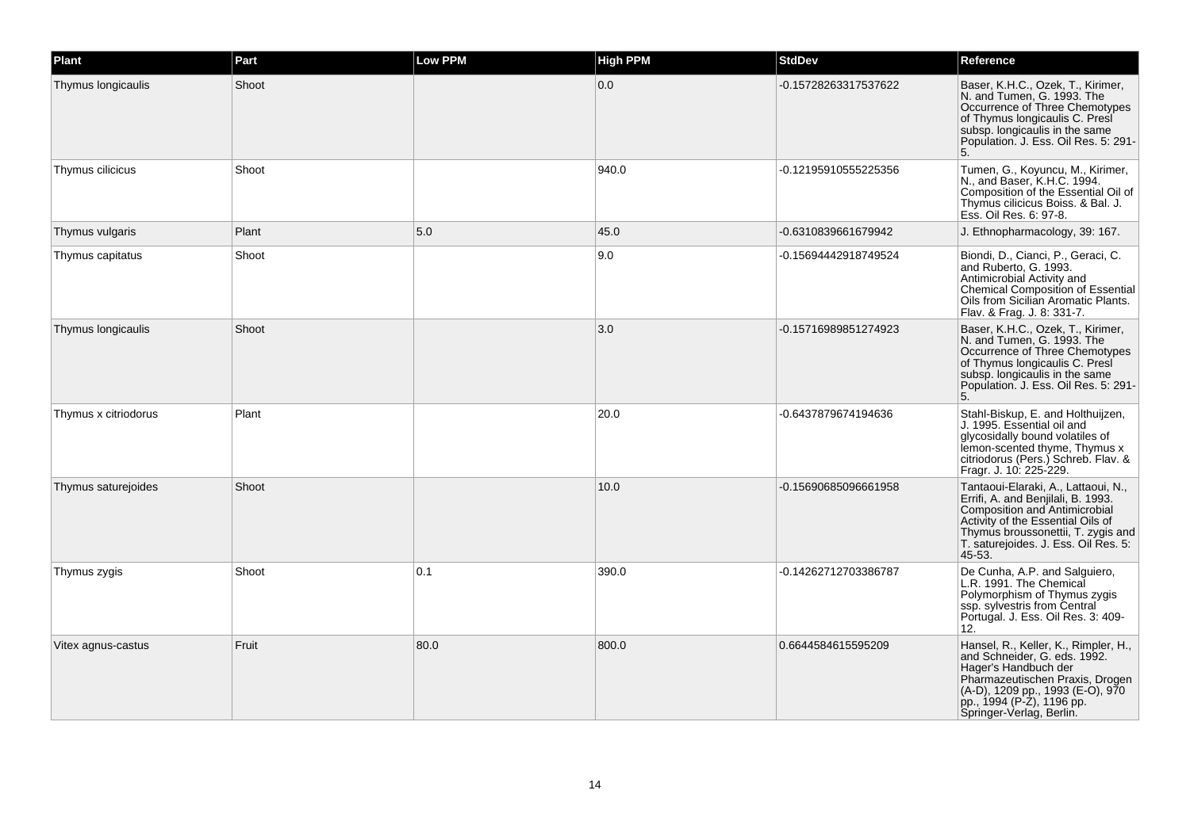| Plant | Part | Low PPM | High PPM | StdDev | Reference |
|---|---|---|---|---|---|
| Thymus longicaulis | Shoot | | 0.0 | -0.15728263317537622 | Baser, K.H.C., Ozek, T., Kirimer, N. and Tumen, G. 1993. The Occurrence of Three Chemotypes of Thymus longicaulis C. Presl subsp. longicaulis in the same Population. J. Ess. Oil Res. 5: 291-5. |
| Thymus cilicicus | Shoot | | 940.0 | -0.12195910555225356 | Tumen, G., Koyuncu, M., Kirimer, N., and Baser, K.H.C. 1994. Composition of the Essential Oil of Thymus cilicicus Boiss. & Bal. J. Ess. Oil Res. 6: 97-8. |
| Thymus vulgaris | Plant | 5.0 | 45.0 | -0.6310839661679942 | J. Ethnopharmacology, 39: 167. |
| Thymus capitatus | Shoot | | 9.0 | -0.15694442918749524 | Biondi, D., Cianci, P., Geraci, C. and Ruberto, G. 1993. Antimicrobial Activity and Chemical Composition of Essential Oils from Sicilian Aromatic Plants. Flav. & Frag. J. 8: 331-7. |
| Thymus longicaulis | Shoot | | 3.0 | -0.15716989851274923 | Baser, K.H.C., Ozek, T., Kirimer, N. and Tumen, G. 1993. The Occurrence of Three Chemotypes of Thymus longicaulis C. Presl subsp. longicaulis in the same Population. J. Ess. Oil Res. 5: 291-5. |
| Thymus x citriodorus | Plant | | 20.0 | -0.6437879674194636 | Stahl-Biskup, E. and Holthuijzen, J. 1995. Essential oil and glycosidally bound volatiles of lemon-scented thyme, Thymus x citriodorus (Pers.) Schreb. Flav. & Fragr. J. 10: 225-229. |
| Thymus saturejoides | Shoot | | 10.0 | -0.15690685096661958 | Tantaoui-Elaraki, A., Lattaoui, N., Errifi, A. and Benjilali, B. 1993. Composition and Antimicrobial Activity of the Essential Oils of Thymus broussonettii, T. zygis and T. saturejoides. J. Ess. Oil Res. 5: 45-53. |
| Thymus zygis | Shoot | 0.1 | 390.0 | -0.14262712703386787 | De Cunha, A.P. and Salguiero, L.R. 1991. The Chemical Polymorphism of Thymus zygis ssp. sylvestris from Central Portugal. J. Ess. Oil Res. 3: 409-12. |
| Vitex agnus-castus | Fruit | 80.0 | 800.0 | 0.6644584615595209 | Hansel, R., Keller, K., Rimpler, H., and Schneider, G. eds. 1992. Hager's Handbuch der Pharmazeutischen Praxis, Drogen (A-D), 1209 pp., 1993 (E-O), 970 pp., 1994 (P-Z), 1196 pp. Springer-Verlag, Berlin. |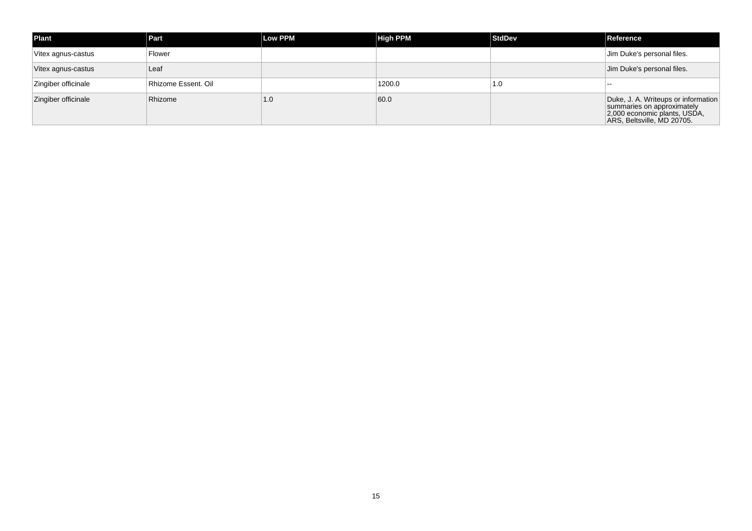| Plant | Part | Low PPM | High PPM | StdDev | Reference |
|---|---|---|---|---|---|
| Vitex agnus-castus | Flower | | | | Jim Duke's personal files. |
| Vitex agnus-castus | Leaf | | | | Jim Duke's personal files. |
| Zingiber officinale | Rhizome Essent. Oil | | 1200.0 | 1.0 | -- |
| Zingiber officinale | Rhizome | 1.0 | 60.0 | | Duke, J. A. Writeups or information summaries on approximately 2,000 economic plants, USDA, ARS, Beltsville, MD 20705. |